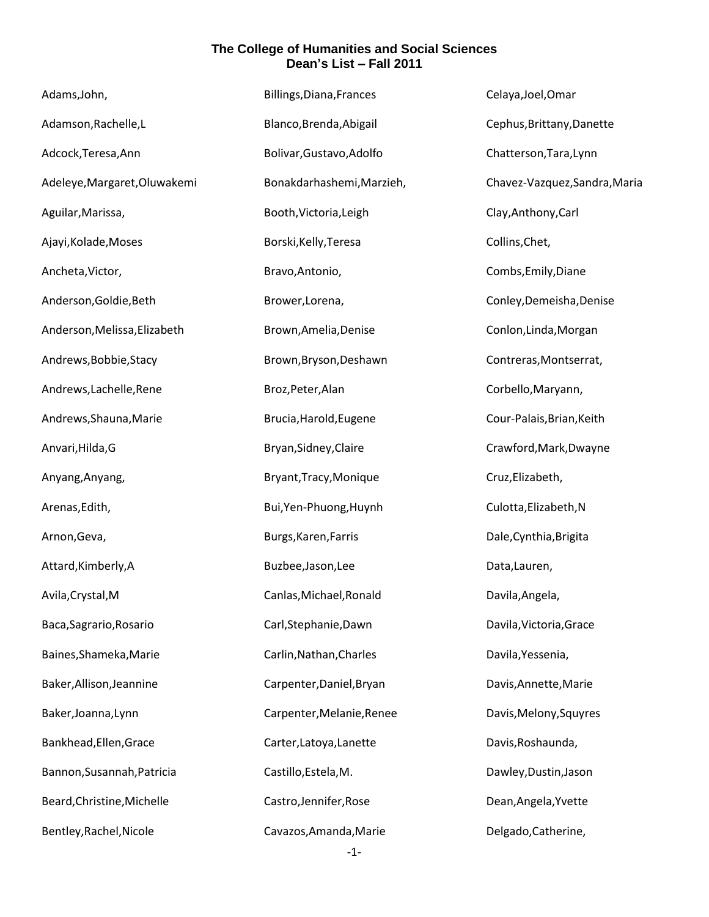# The College of Humanities and Social Sciences
## Dean's List – Fall 2011

Adams,John,

Adamson,Rachelle,L

Adcock,Teresa,Ann

Adeleye,Margaret,Oluwakemi

Aguilar,Marissa,

Ajayi,Kolade,Moses

Ancheta,Victor,

Anderson,Goldie,Beth

Anderson,Melissa,Elizabeth

Andrews,Bobbie,Stacy

Andrews,Lachelle,Rene

Andrews,Shauna,Marie

Anvari,Hilda,G

Anyang,Anyang,

Arenas,Edith,

Arnon,Geva,

Attard,Kimberly,A

Avila,Crystal,M

Baca,Sagrario,Rosario

Baines,Shameka,Marie

Baker,Allison,Jeannine

Baker,Joanna,Lynn

Bankhead,Ellen,Grace

Bannon,Susannah,Patricia

Beard,Christine,Michelle

Bentley,Rachel,Nicole

Billings,Diana,Frances

Blanco,Brenda,Abigail

Bolivar,Gustavo,Adolfo

Bonakdarhashemi,Marzieh,

Booth,Victoria,Leigh

Borski,Kelly,Teresa

Bravo,Antonio,

Brower,Lorena,

Brown,Amelia,Denise

Brown,Bryson,Deshawn

Broz,Peter,Alan

Brucia,Harold,Eugene

Bryan,Sidney,Claire

Bryant,Tracy,Monique

Bui,Yen-Phuong,Huynh

Burgs,Karen,Farris

Buzbee,Jason,Lee

Canlas,Michael,Ronald

Carl,Stephanie,Dawn

Carlin,Nathan,Charles

Carpenter,Daniel,Bryan

Carpenter,Melanie,Renee

Carter,Latoya,Lanette

Castillo,Estela,M.

Castro,Jennifer,Rose

Cavazos,Amanda,Marie

Celaya,Joel,Omar

Cephus,Brittany,Danette

Chatterson,Tara,Lynn

Chavez-Vazquez,Sandra,Maria

Clay,Anthony,Carl

Collins,Chet,

Combs,Emily,Diane

Conley,Demeisha,Denise

Conlon,Linda,Morgan

Contreras,Montserrat,

Corbello,Maryann,

Cour-Palais,Brian,Keith

Crawford,Mark,Dwayne

Cruz,Elizabeth,

Culotta,Elizabeth,N

Dale,Cynthia,Brigita

Data,Lauren,

Davila,Angela,

Davila,Victoria,Grace

Davila,Yessenia,

Davis,Annette,Marie

Davis,Melony,Squyres

Davis,Roshaunda,

Dawley,Dustin,Jason

Dean,Angela,Yvette

Delgado,Catherine,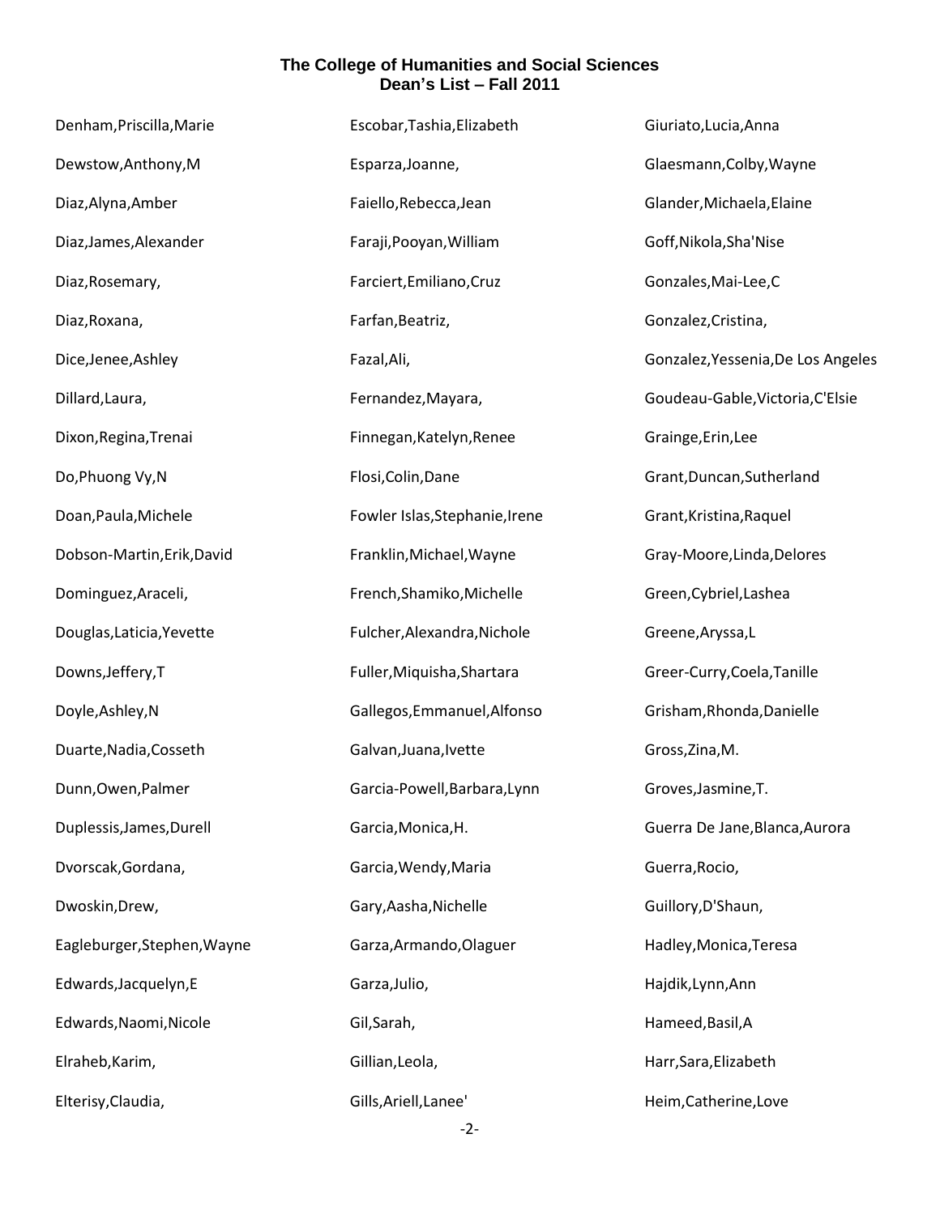**The College of Humanities and Social Sciences**
**Dean's List – Fall 2011**

Denham,Priscilla,Marie

Dewstow,Anthony,M

Diaz,Alyna,Amber

Diaz,James,Alexander

Diaz,Rosemary,

Diaz,Roxana,

Dice,Jenee,Ashley

Dillard,Laura,

Dixon,Regina,Trenai

Do,Phuong Vy,N

Doan,Paula,Michele

Dobson-Martin,Erik,David

Dominguez,Araceli,

Douglas,Laticia,Yevette

Downs,Jeffery,T

Doyle,Ashley,N

Duarte,Nadia,Cosseth

Dunn,Owen,Palmer

Duplessis,James,Durell

Dvorscak,Gordana,

Dwoskin,Drew,

Eagleburger,Stephen,Wayne

Edwards,Jacquelyn,E

Edwards,Naomi,Nicole

Elraheb,Karim,

Elterisy,Claudia,

Escobar,Tashia,Elizabeth

Esparza,Joanne,

Faiello,Rebecca,Jean

Faraji,Pooyan,William

Farciert,Emiliano,Cruz

Farfan,Beatriz,

Fazal,Ali,

Fernandez,Mayara,

Finnegan,Katelyn,Renee

Flosi,Colin,Dane

Fowler Islas,Stephanie,Irene

Franklin,Michael,Wayne

French,Shamiko,Michelle

Fulcher,Alexandra,Nichole

Fuller,Miquisha,Shartara

Gallegos,Emmanuel,Alfonso

Galvan,Juana,Ivette

Garcia-Powell,Barbara,Lynn

Garcia,Monica,H.

Garcia,Wendy,Maria

Gary,Aasha,Nichelle

Garza,Armando,Olaguer

Garza,Julio,

Gil,Sarah,

Gillian,Leola,

Gills,Ariell,Lanee'

Giuriato,Lucia,Anna

Glaesmann,Colby,Wayne

Glander,Michaela,Elaine

Goff,Nikola,Sha'Nise

Gonzales,Mai-Lee,C

Gonzalez,Cristina,

Gonzalez,Yessenia,De Los Angeles

Goudeau-Gable,Victoria,C'Elsie

Grainge,Erin,Lee

Grant,Duncan,Sutherland

Grant,Kristina,Raquel

Gray-Moore,Linda,Delores

Green,Cybriel,Lashea

Greene,Aryssa,L

Greer-Curry,Coela,Tanille

Grisham,Rhonda,Danielle

Gross,Zina,M.

Groves,Jasmine,T.

Guerra De Jane,Blanca,Aurora

Guerra,Rocio,

Guillory,D'Shaun,

Hadley,Monica,Teresa

Hajdik,Lynn,Ann

Hameed,Basil,A

Harr,Sara,Elizabeth

Heim,Catherine,Love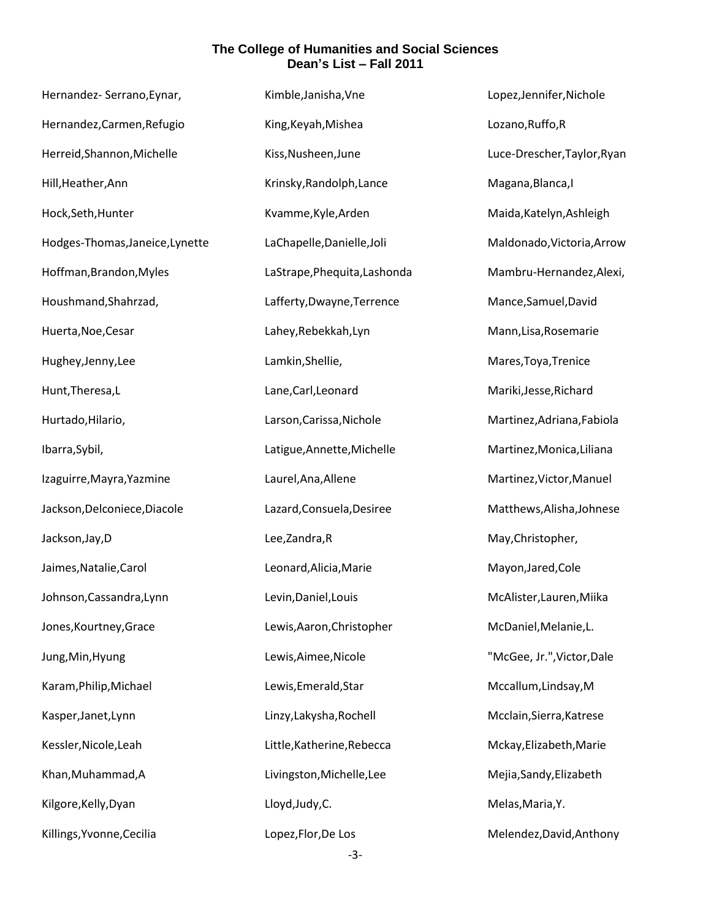**The College of Humanities and Social Sciences**
**Dean's List – Fall 2011**

Hernandez- Serrano,Eynar,

Hernandez,Carmen,Refugio

Herreid,Shannon,Michelle

Hill,Heather,Ann

Hock,Seth,Hunter

Hodges-Thomas,Janeice,Lynette

Hoffman,Brandon,Myles

Houshmand,Shahrzad,

Huerta,Noe,Cesar

Hughey,Jenny,Lee

Hunt,Theresa,L

Hurtado,Hilario,

Ibarra,Sybil,

Izaguirre,Mayra,Yazmine

Jackson,Delconiece,Diacole

Jackson,Jay,D

Jaimes,Natalie,Carol

Johnson,Cassandra,Lynn

Jones,Kourtney,Grace

Jung,Min,Hyung

Karam,Philip,Michael

Kasper,Janet,Lynn

Kessler,Nicole,Leah

Khan,Muhammad,A

Kilgore,Kelly,Dyan

Killings,Yvonne,Cecilia

Kimble,Janisha,Vne

King,Keyah,Mishea

Kiss,Nusheen,June

Krinsky,Randolph,Lance

Kvamme,Kyle,Arden

LaChapelle,Danielle,Joli

LaStrape,Phequita,Lashonda

Lafferty,Dwayne,Terrence

Lahey,Rebekkah,Lyn

Lamkin,Shellie,

Lane,Carl,Leonard

Larson,Carissa,Nichole

Latigue,Annette,Michelle

Laurel,Ana,Allene

Lazard,Consuela,Desiree

Lee,Zandra,R

Leonard,Alicia,Marie

Levin,Daniel,Louis

Lewis,Aaron,Christopher

Lewis,Aimee,Nicole

Lewis,Emerald,Star

Linzy,Lakysha,Rochell

Little,Katherine,Rebecca

Livingston,Michelle,Lee

Lloyd,Judy,C.

Lopez,Flor,De Los

Lopez,Jennifer,Nichole

Lozano,Ruffo,R

Luce-Drescher,Taylor,Ryan

Magana,Blanca,I

Maida,Katelyn,Ashleigh

Maldonado,Victoria,Arrow

Mambru-Hernandez,Alexi,

Mance,Samuel,David

Mann,Lisa,Rosemarie

Mares,Toya,Trenice

Mariki,Jesse,Richard

Martinez,Adriana,Fabiola

Martinez,Monica,Liliana

Martinez,Victor,Manuel

Matthews,Alisha,Johnese

May,Christopher,

Mayon,Jared,Cole

McAlister,Lauren,Miika

McDaniel,Melanie,L.

"McGee, Jr.",Victor,Dale

Mccallum,Lindsay,M

Mcclain,Sierra,Katrese

Mckay,Elizabeth,Marie

Mejia,Sandy,Elizabeth

Melas,Maria,Y.

Melendez,David,Anthony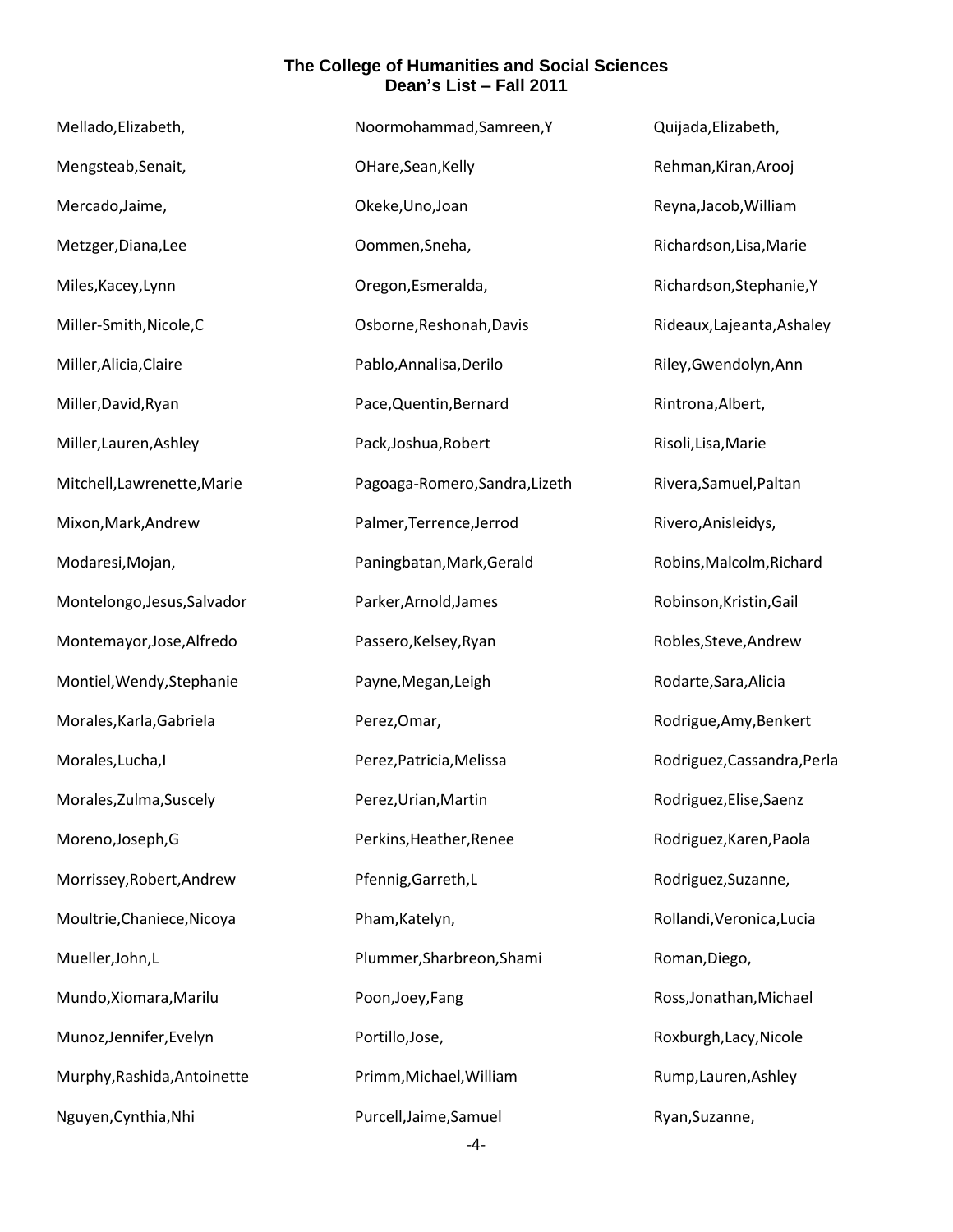**The College of Humanities and Social Sciences**
**Dean's List – Fall 2011**

Mellado,Elizabeth,

Mengsteab,Senait,

Mercado,Jaime,

Metzger,Diana,Lee

Miles,Kacey,Lynn

Miller-Smith,Nicole,C

Miller,Alicia,Claire

Miller,David,Ryan

Miller,Lauren,Ashley

Mitchell,Lawrenette,Marie

Mixon,Mark,Andrew

Modaresi,Mojan,

Montelongo,Jesus,Salvador

Montemayor,Jose,Alfredo

Montiel,Wendy,Stephanie

Morales,Karla,Gabriela

Morales,Lucha,I

Morales,Zulma,Suscely

Moreno,Joseph,G

Morrissey,Robert,Andrew

Moultrie,Chaniece,Nicoya

Mueller,John,L

Mundo,Xiomara,Marilu

Munoz,Jennifer,Evelyn

Murphy,Rashida,Antoinette

Nguyen,Cynthia,Nhi

Noormohammad,Samreen,Y

OHare,Sean,Kelly

Okeke,Uno,Joan

Oommen,Sneha,

Oregon,Esmeralda,

Osborne,Reshonah,Davis

Pablo,Annalisa,Derilo

Pace,Quentin,Bernard

Pack,Joshua,Robert

Pagoaga-Romero,Sandra,Lizeth

Palmer,Terrence,Jerrod

Paningbatan,Mark,Gerald

Parker,Arnold,James

Passero,Kelsey,Ryan

Payne,Megan,Leigh

Perez,Omar,

Perez,Patricia,Melissa

Perez,Urian,Martin

Perkins,Heather,Renee

Pfennig,Garreth,L

Pham,Katelyn,

Plummer,Sharbreon,Shami

Poon,Joey,Fang

Portillo,Jose,

Primm,Michael,William

Purcell,Jaime,Samuel

Quijada,Elizabeth,

Rehman,Kiran,Arooj

Reyna,Jacob,William

Richardson,Lisa,Marie

Richardson,Stephanie,Y

Rideaux,Lajeanta,Ashaley

Riley,Gwendolyn,Ann

Rintrona,Albert,

Risoli,Lisa,Marie

Rivera,Samuel,Paltan

Rivero,Anisleidys,

Robins,Malcolm,Richard

Robinson,Kristin,Gail

Robles,Steve,Andrew

Rodarte,Sara,Alicia

Rodrigue,Amy,Benkert

Rodriguez,Cassandra,Perla

Rodriguez,Elise,Saenz

Rodriguez,Karen,Paola

Rodriguez,Suzanne,

Rollandi,Veronica,Lucia

Roman,Diego,

Ross,Jonathan,Michael

Roxburgh,Lacy,Nicole

Rump,Lauren,Ashley

Ryan,Suzanne,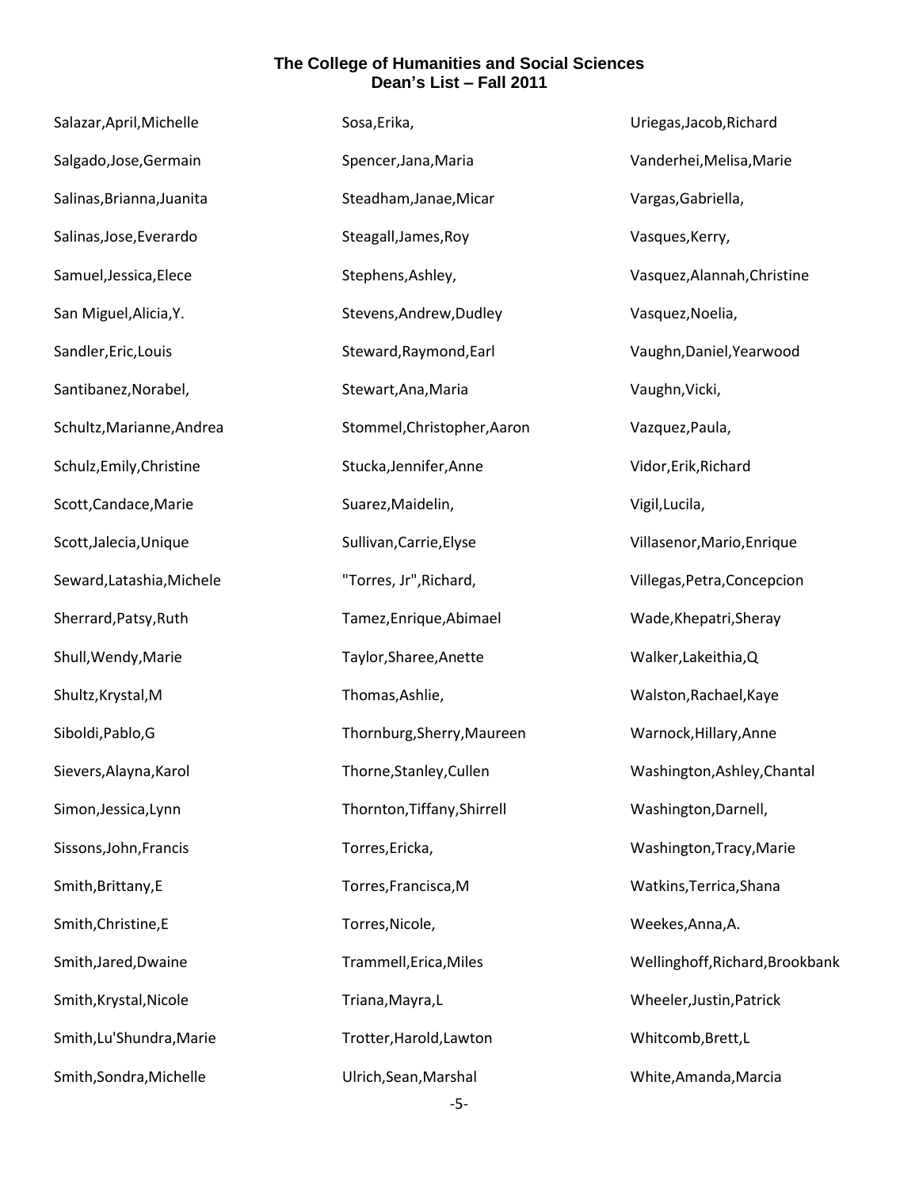**The College of Humanities and Social Sciences**
**Dean's List – Fall 2011**

Salazar,April,Michelle
Salgado,Jose,Germain
Salinas,Brianna,Juanita
Salinas,Jose,Everardo
Samuel,Jessica,Elece
San Miguel,Alicia,Y.
Sandler,Eric,Louis
Santibanez,Norabel,
Schultz,Marianne,Andrea
Schulz,Emily,Christine
Scott,Candace,Marie
Scott,Jalecia,Unique
Seward,Latashia,Michele
Sherrard,Patsy,Ruth
Shull,Wendy,Marie
Shultz,Krystal,M
Siboldi,Pablo,G
Sievers,Alayna,Karol
Simon,Jessica,Lynn
Sissons,John,Francis
Smith,Brittany,E
Smith,Christine,E
Smith,Jared,Dwaine
Smith,Krystal,Nicole
Smith,Lu'Shundra,Marie
Smith,Sondra,Michelle
Sosa,Erika,
Spencer,Jana,Maria
Steadham,Janae,Micar
Steagall,James,Roy
Stephens,Ashley,
Stevens,Andrew,Dudley
Steward,Raymond,Earl
Stewart,Ana,Maria
Stommel,Christopher,Aaron
Stucka,Jennifer,Anne
Suarez,Maidelin,
Sullivan,Carrie,Elyse
"Torres, Jr",Richard,
Tamez,Enrique,Abimael
Taylor,Sharee,Anette
Thomas,Ashlie,
Thornburg,Sherry,Maureen
Thorne,Stanley,Cullen
Thornton,Tiffany,Shirrell
Torres,Ericka,
Torres,Francisca,M
Torres,Nicole,
Trammell,Erica,Miles
Triana,Mayra,L
Trotter,Harold,Lawton
Ulrich,Sean,Marshal
Uriegas,Jacob,Richard
Vanderhei,Melisa,Marie
Vargas,Gabriella,
Vasques,Kerry,
Vasquez,Alannah,Christine
Vasquez,Noelia,
Vaughn,Daniel,Yearwood
Vaughn,Vicki,
Vazquez,Paula,
Vidor,Erik,Richard
Vigil,Lucila,
Villasenor,Mario,Enrique
Villegas,Petra,Concepcion
Wade,Khepatri,Sheray
Walker,Lakeithia,Q
Walston,Rachael,Kaye
Warnock,Hillary,Anne
Washington,Ashley,Chantal
Washington,Darnell,
Washington,Tracy,Marie
Watkins,Terrica,Shana
Weekes,Anna,A.
Wellinghoff,Richard,Brookbank
Wheeler,Justin,Patrick
Whitcomb,Brett,L
White,Amanda,Marcia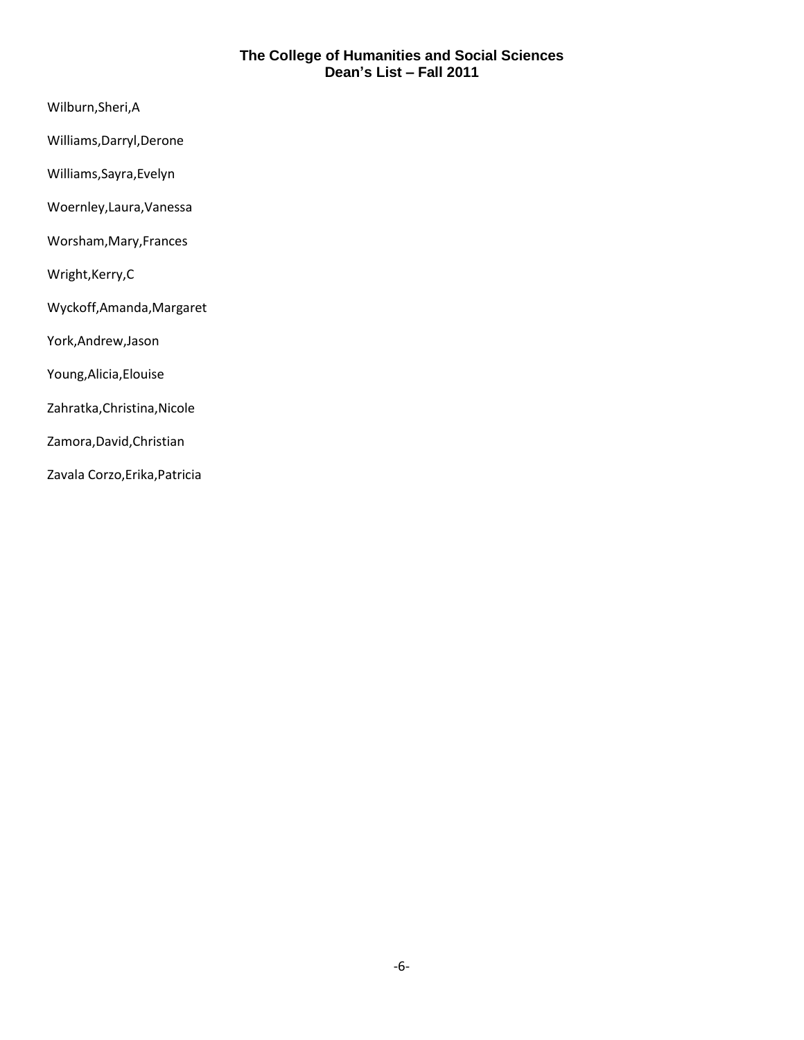Wilburn,Sheri,A

Williams,Darryl,Derone

Williams,Sayra,Evelyn

Woernley,Laura,Vanessa

Worsham,Mary,Frances

Wright,Kerry,C

Wyckoff,Amanda,Margaret

York,Andrew,Jason

Young,Alicia,Elouise

Zahratka,Christina,Nicole

Zamora,David,Christian

Zavala Corzo,Erika,Patricia